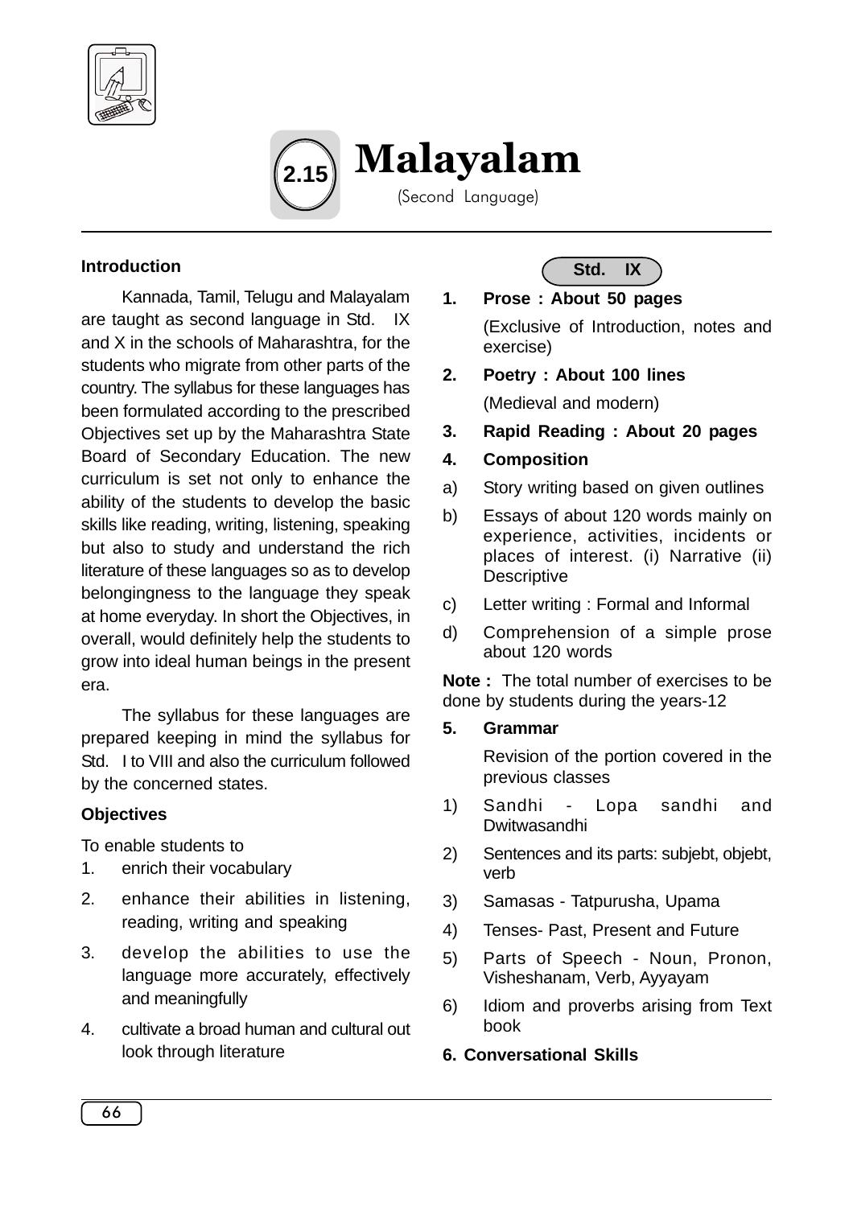# 2.15 Malayalam

(Second Language)

## Introduction

Kannada, Tamil, Telugu and Malayalam are taught as second language in Std. IX and X in the schools of Maharashtra, for the students who migrate from other parts of the country. The syllabus for these languages has been formulated according to the prescribed Objectives set up by the Maharashtra State Board of Secondary Education. The new curriculum is set not only to enhance the ability of the students to develop the basic skills like reading, writing, listening, speaking but also to study and understand the rich literature of these languages so as to develop belongingness to the language they speak at home everyday. In short the Objectives, in overall, would definitely help the students to grow into ideal human beings in the present era.

The syllabus for these languages are prepared keeping in mind the syllabus for Std. I to VIII and also the curriculum followed by the concerned states.

## Objectives

To enable students to

1. enrich their vocabulary
2. enhance their abilities in listening, reading, writing and speaking
3. develop the abilities to use the language more accurately, effectively and meaningfully
4. cultivate a broad human and cultural out look through literature

## Std. IX

1. **Prose : About 50 pages**

   (Exclusive of Introduction, notes and exercise)

2. **Poetry : About 100 lines**

   (Medieval and modern)

3. **Rapid Reading : About 20 pages**

4. **Composition**

a) Story writing based on given outlines

b) Essays of about 120 words mainly on experience, activities, incidents or places of interest. (i) Narrative (ii) Descriptive

c) Letter writing : Formal and Informal

d) Comprehension of a simple prose about 120 words

**Note :** The total number of exercises to be done by students during the years-12

5. **Grammar**

   Revision of the portion covered in the previous classes

1) Sandhi - Lopa sandhi and Dwitwasandhi
2) Sentences and its parts: subjebt, objebt, verb
3) Samasas - Tatpurusha, Upama
4) Tenses- Past, Present and Future
5) Parts of Speech - Noun, Pronon, Visheshanam, Verb, Ayyayam
6) Idiom and proverbs arising from Text book

**6. Conversational Skills**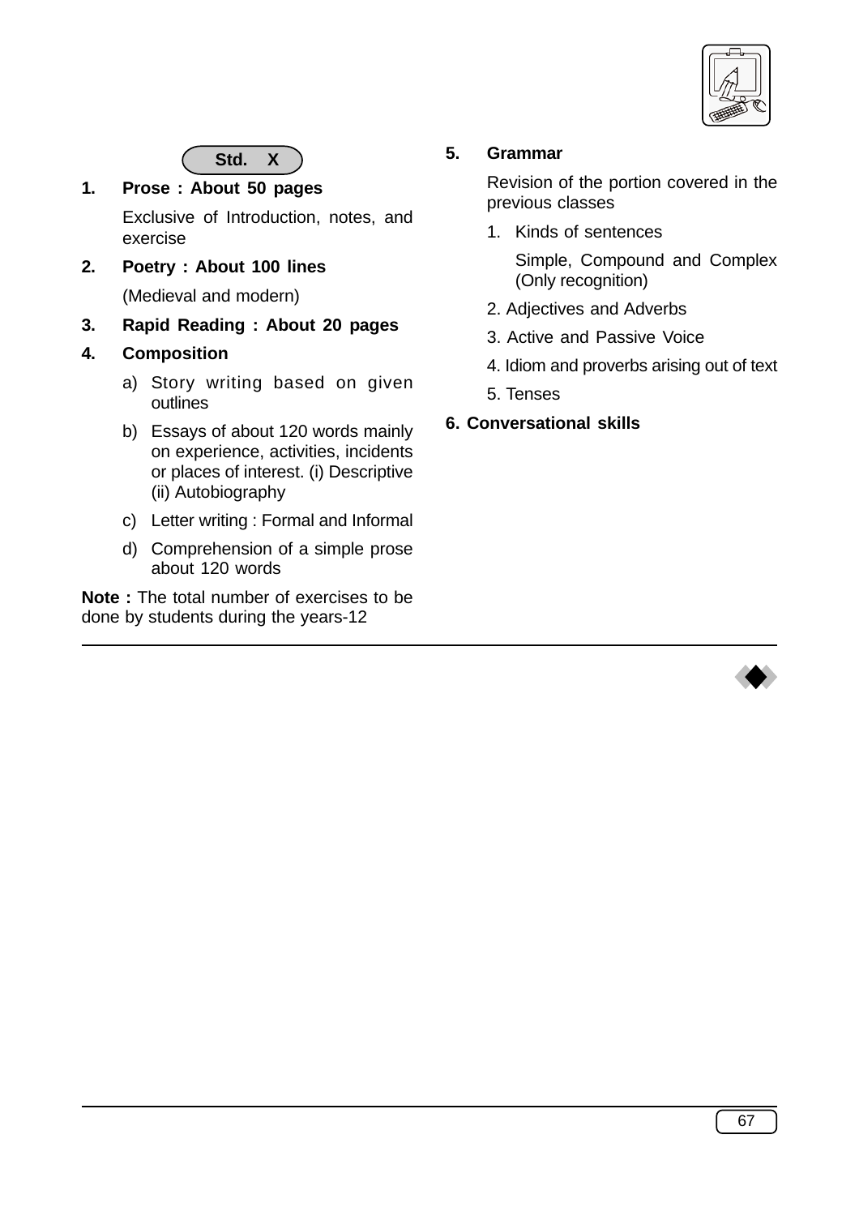## Std. X

1. **Prose : About 50 pages**

   Exclusive of Introduction, notes, and exercise

2. **Poetry : About 100 lines**

   (Medieval and modern)

3. **Rapid Reading : About 20 pages**

4. **Composition**

   a) Story writing based on given outlines

   b) Essays of about 120 words mainly on experience, activities, incidents or places of interest. (i) Descriptive (ii) Autobiography

   c) Letter writing : Formal and Informal

   d) Comprehension of a simple prose about 120 words

**Note :** The total number of exercises to be done by students during the years-12

5. **Grammar**

   Revision of the portion covered in the previous classes

   1. Kinds of sentences

      Simple, Compound and Complex (Only recognition)

   2. Adjectives and Adverbs
   3. Active and Passive Voice
   4. Idiom and proverbs arising out of text
   5. Tenses

6. **Conversational skills**